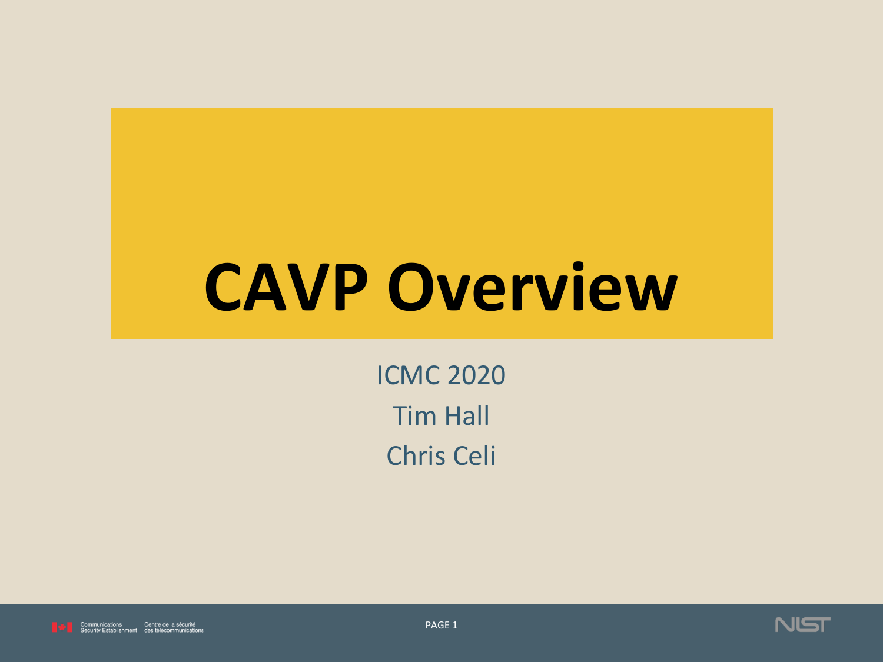# CAVP Overview

ICMC 2020

Tim Hall

Chris Celi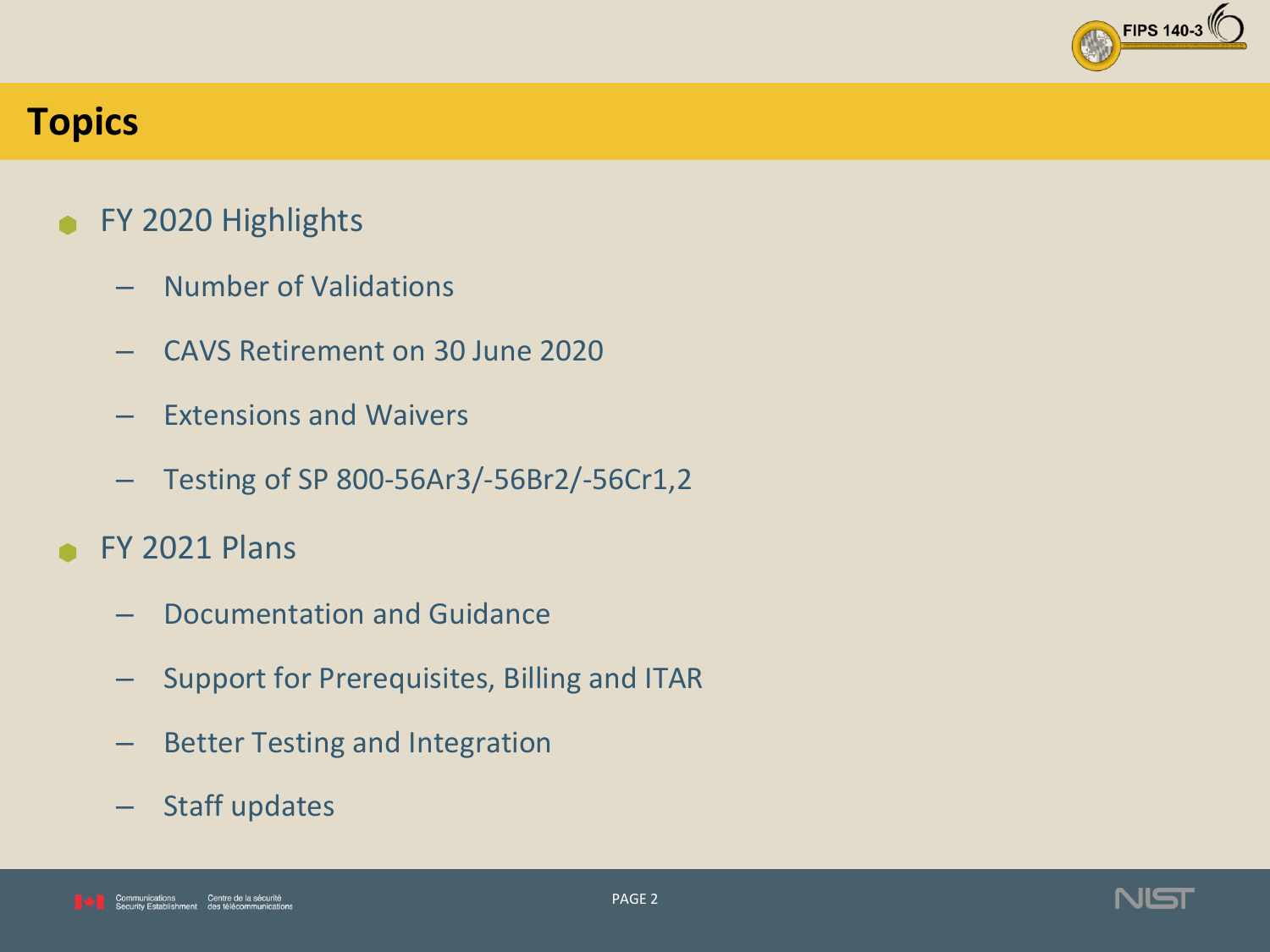# Topics

- FY 2020 Highlights
  - Number of Validations
  - CAVS Retirement on 30 June 2020
  - Extensions and Waivers
  - Testing of SP 800-56Ar3/-56Br2/-56Cr1,2
- FY 2021 Plans
  - Documentation and Guidance
  - Support for Prerequisites, Billing and ITAR
  - Better Testing and Integration
  - Staff updates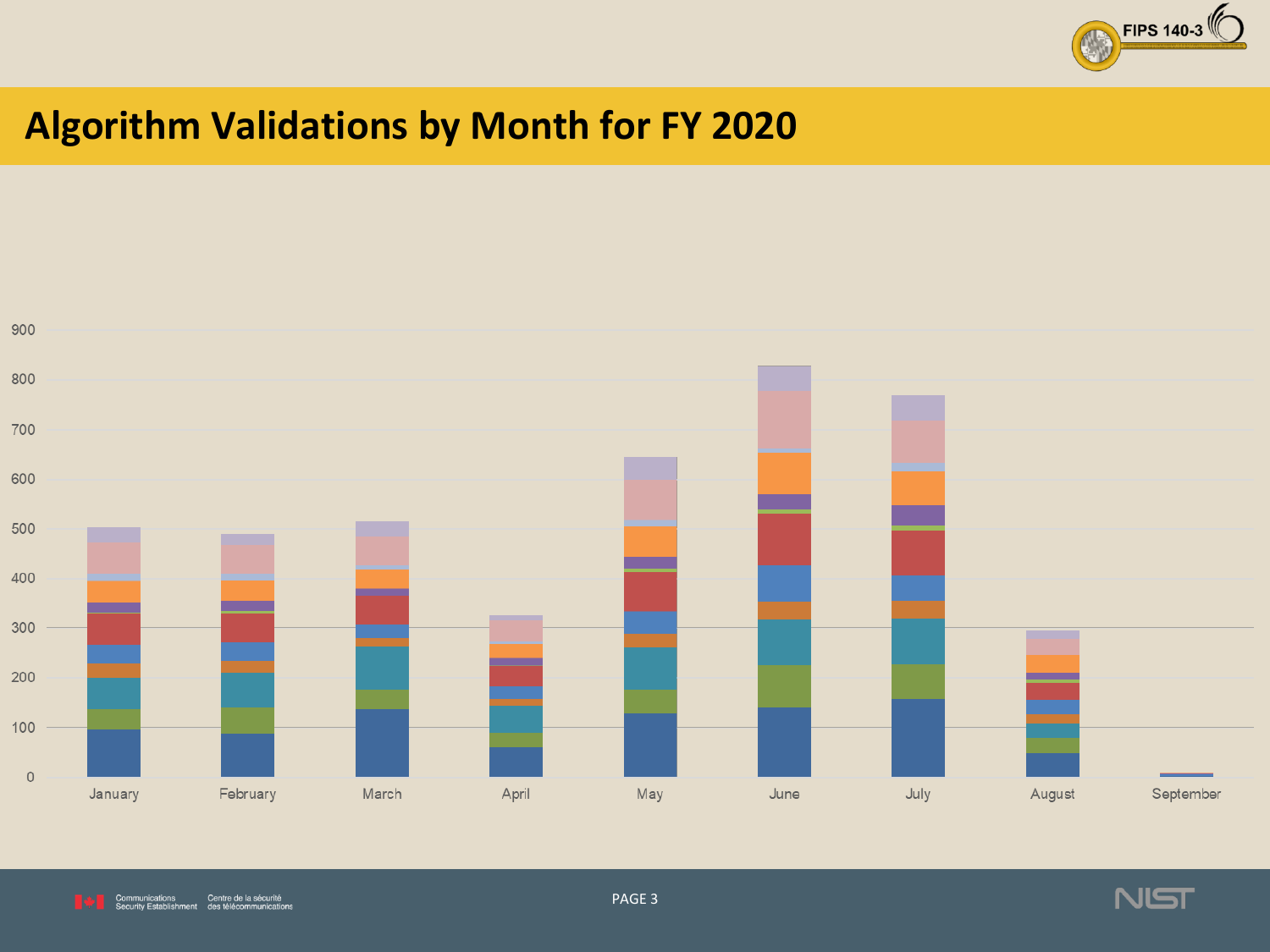# Algorithm Validations by Month for FY 2020

900
800
700
600
500
400
300
200
100
0

January February March April May June July August September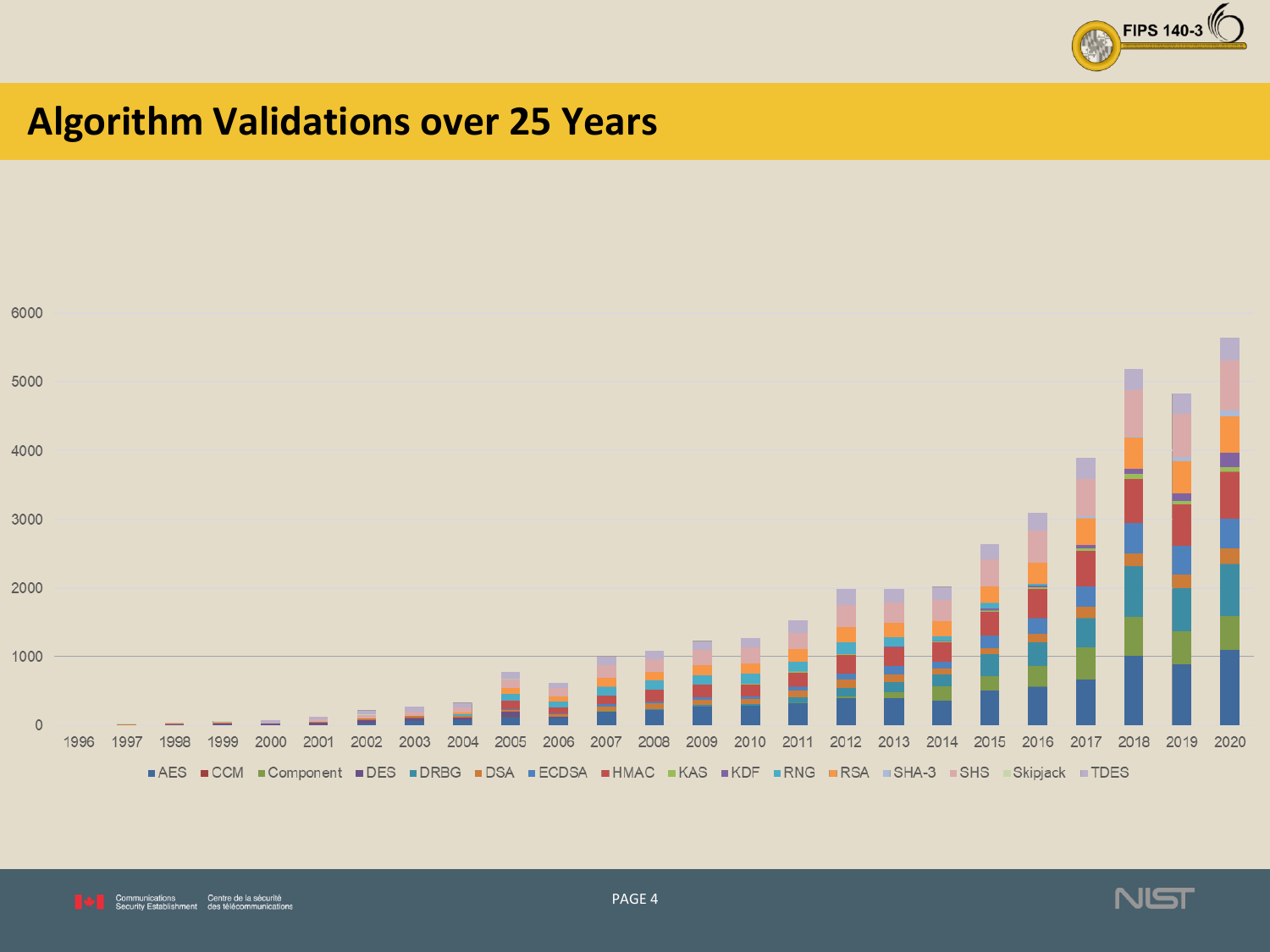# Algorithm Validations over 25 Years

6000

5000

4000

3000

2000

1000

0

1996 1997 1998 1999 2000 2001 2002 2003 2004 2005 2006 2007 2008 2009 2010 2011 2012 2013 2014 2015 2016 2017 2018 2019 2020

■ AES ■ CCM ■ Component ■ DES ■ DRBG ■ DSA ■ ECDSA ■ HMAC ■ KAS ■ KDF ■ RNG ■ RSA ■ SHA-3 ■ SHS ■ Skipjack ■ TDES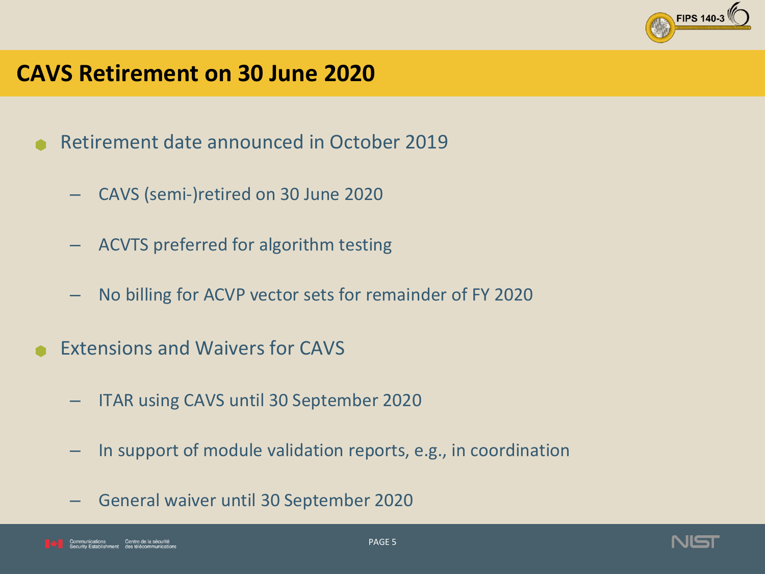# CAVS Retirement on 30 June 2020

- Retirement date announced in October 2019
  - CAVS (semi-)retired on 30 June 2020
  - ACVTS preferred for algorithm testing
  - No billing for ACVP vector sets for remainder of FY 2020
- Extensions and Waivers for CAVS
  - ITAR using CAVS until 30 September 2020
  - In support of module validation reports, e.g., in coordination
  - General waiver until 30 September 2020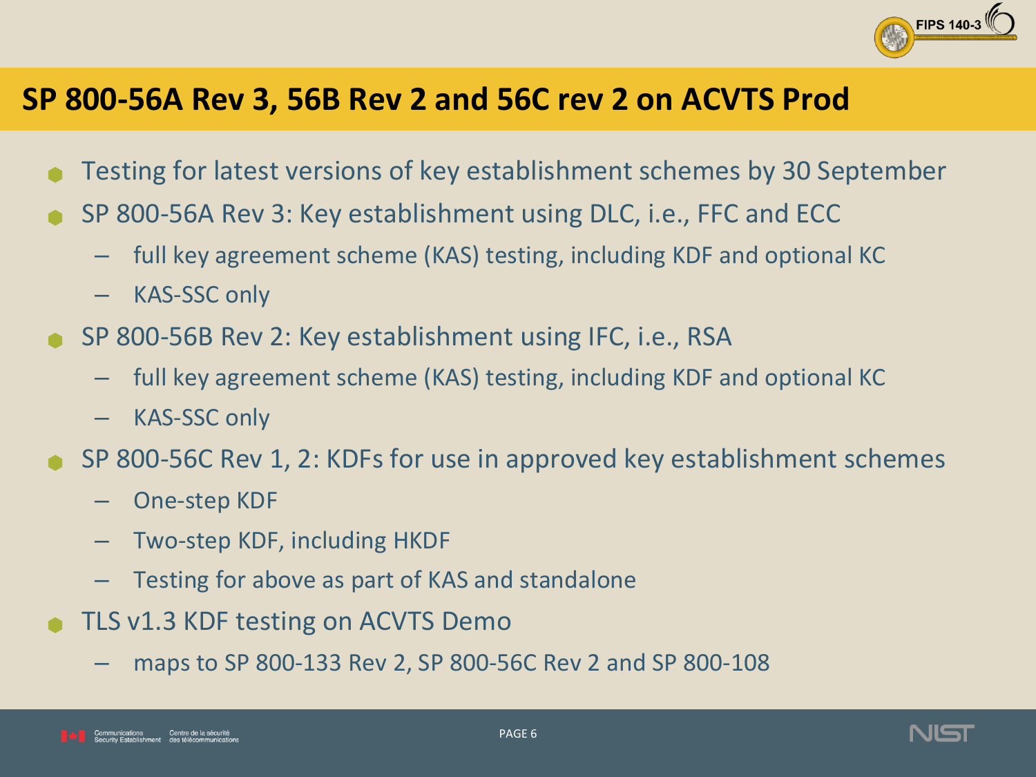## SP 800-56A Rev 3, 56B Rev 2 and 56C rev 2 on ACVTS Prod

- Testing for latest versions of key establishment schemes by 30 September
- SP 800-56A Rev 3: Key establishment using DLC, i.e., FFC and ECC
  - full key agreement scheme (KAS) testing, including KDF and optional KC
  - KAS-SSC only
- SP 800-56B Rev 2: Key establishment using IFC, i.e., RSA
  - full key agreement scheme (KAS) testing, including KDF and optional KC
  - KAS-SSC only
- SP 800-56C Rev 1, 2: KDFs for use in approved key establishment schemes
  - One-step KDF
  - Two-step KDF, including HKDF
  - Testing for above as part of KAS and standalone
- TLS v1.3 KDF testing on ACVTS Demo
  - maps to SP 800-133 Rev 2, SP 800-56C Rev 2 and SP 800-108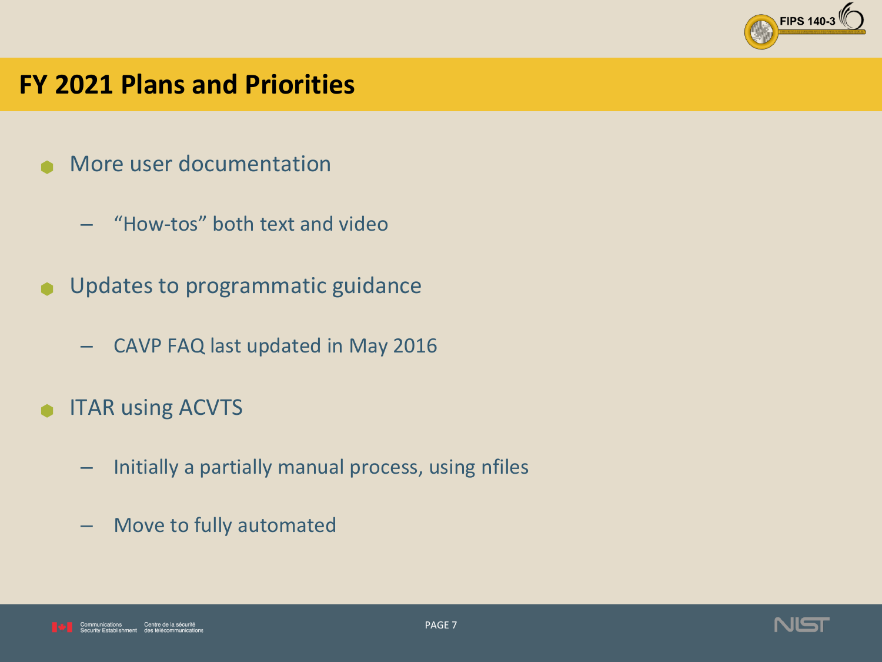# FY 2021 Plans and Priorities

- More user documentation
  - "How-tos" both text and video
- Updates to programmatic guidance
  - CAVP FAQ last updated in May 2016
- ITAR using ACVTS
  - Initially a partially manual process, using nfiles
  - Move to fully automated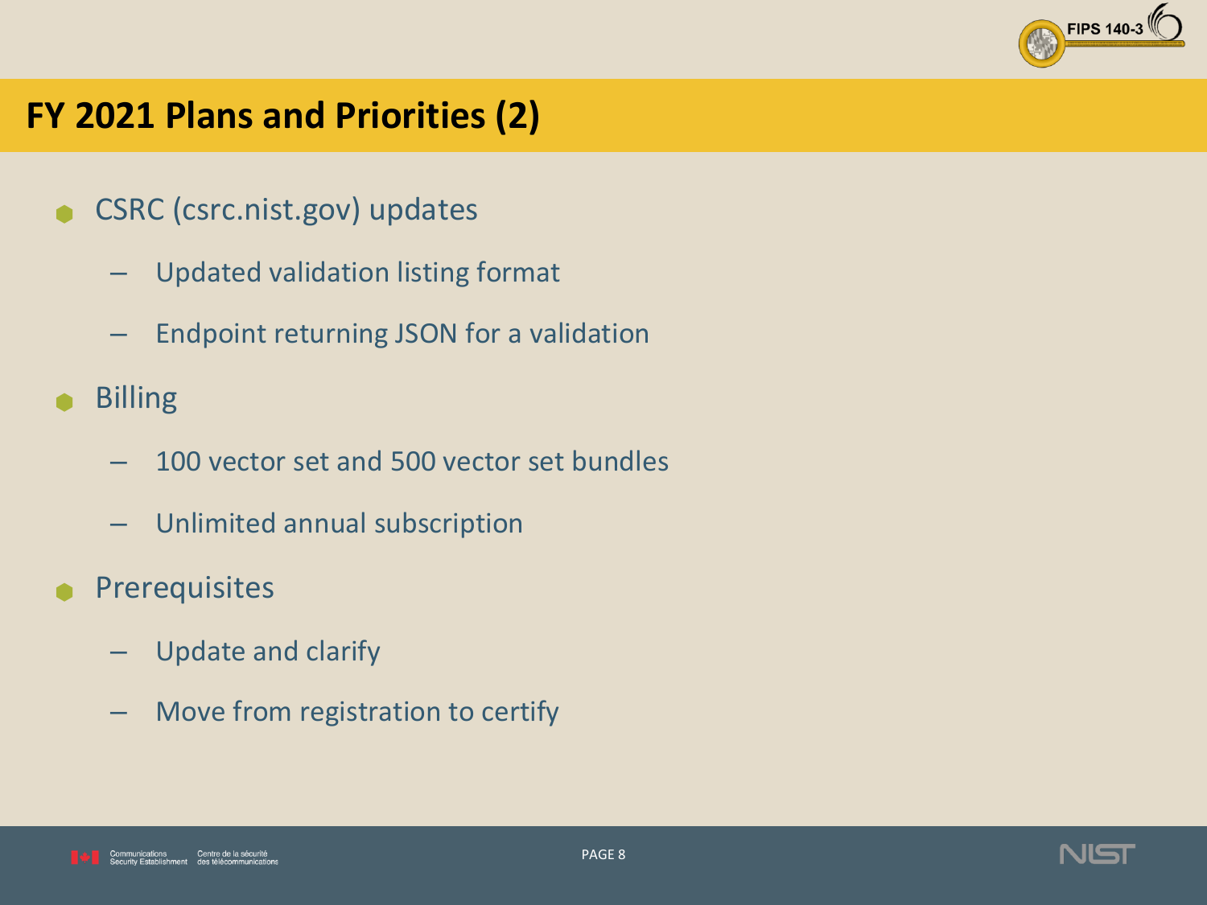# FY 2021 Plans and Priorities (2)

- CSRC (csrc.nist.gov) updates
  - Updated validation listing format
  - Endpoint returning JSON for a validation
- Billing
  - 100 vector set and 500 vector set bundles
  - Unlimited annual subscription
- Prerequisites
  - Update and clarify
  - Move from registration to certify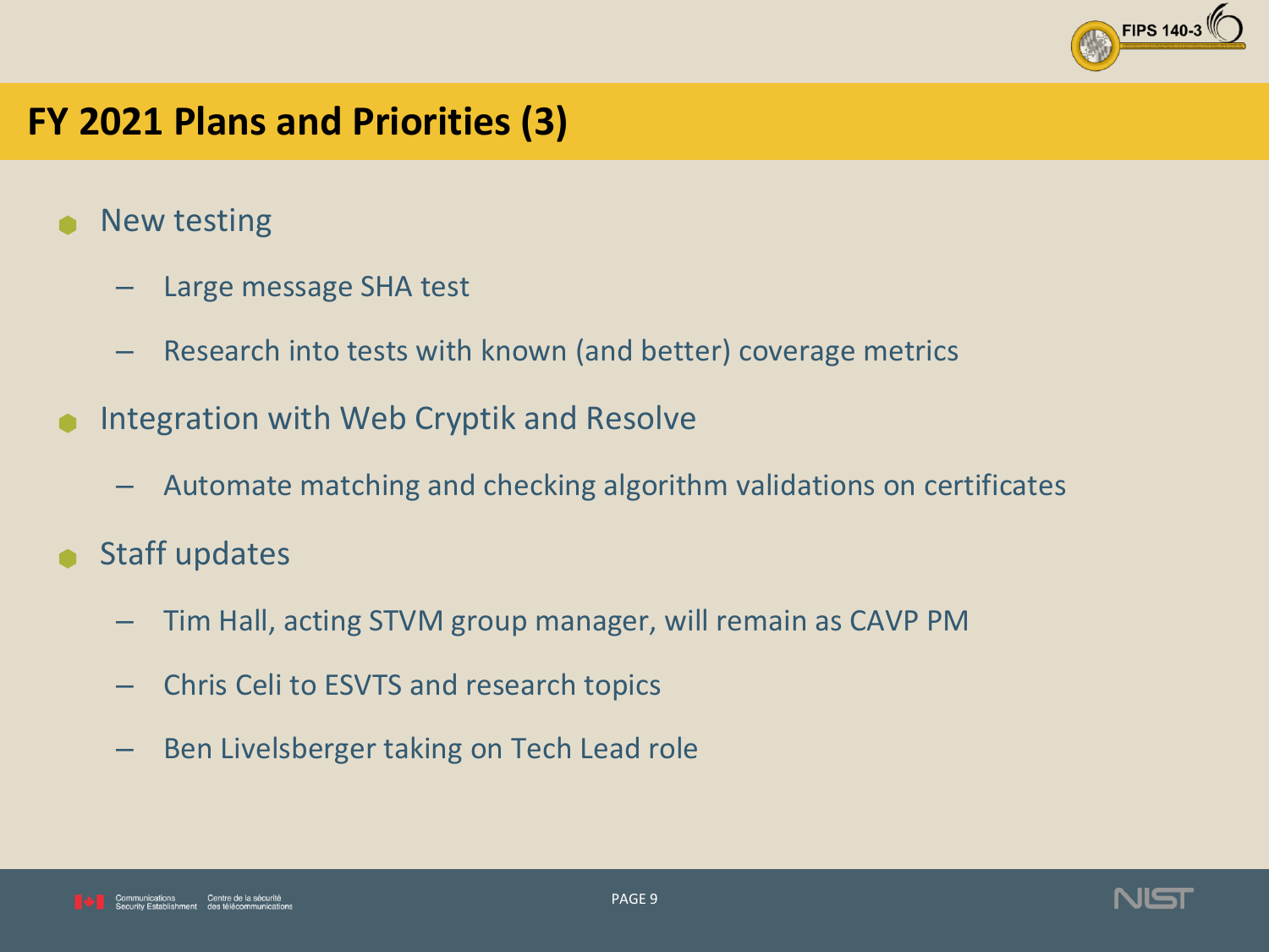# FY 2021 Plans and Priorities (3)

- New testing
  - Large message SHA test
  - Research into tests with known (and better) coverage metrics
- Integration with Web Cryptik and Resolve
  - Automate matching and checking algorithm validations on certificates
- Staff updates
  - Tim Hall, acting STVM group manager, will remain as CAVP PM
  - Chris Celi to ESVTS and research topics
  - Ben Livelsberger taking on Tech Lead role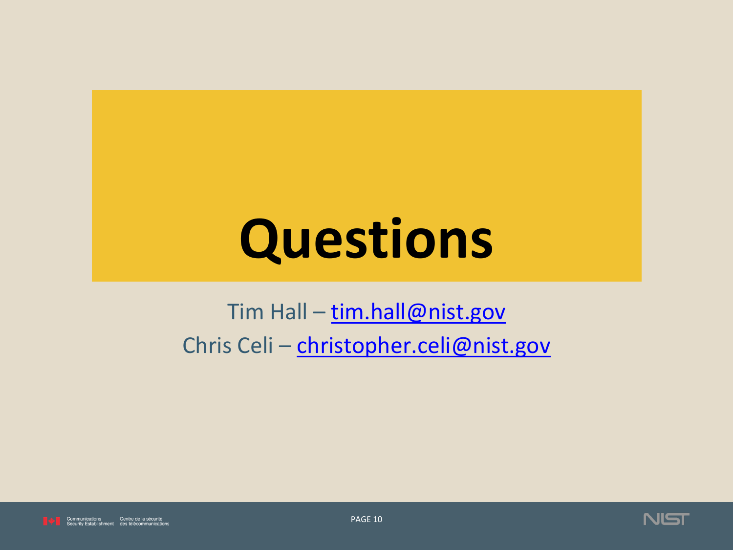# Questions

Tim Hall – tim.hall@nist.gov

Chris Celi – christopher.celi@nist.gov